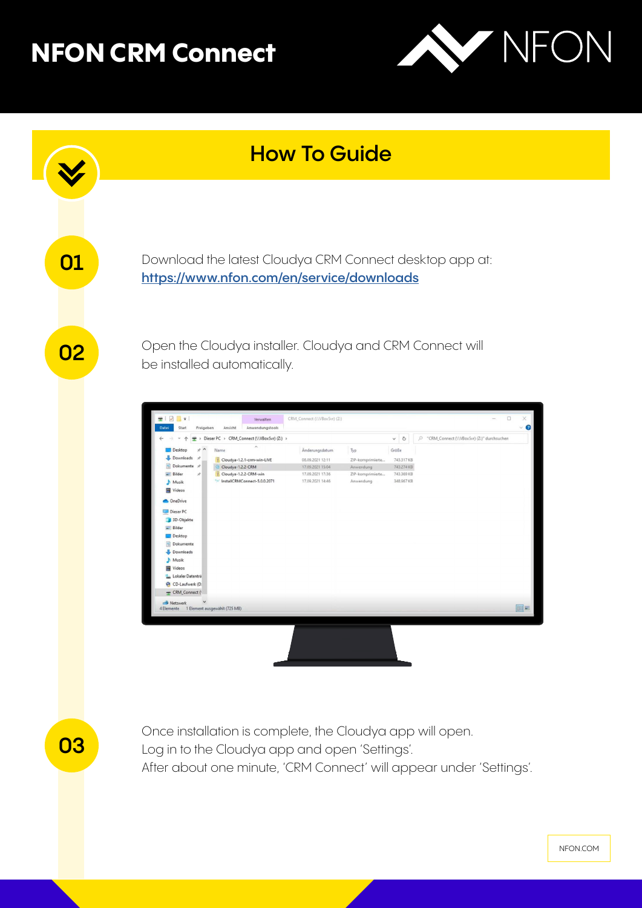# NFON CRM Connect

## How To Guide

**01**

Download the latest Cloudya CRM Connect desktop app at:
https://www.nfon.com/en/service/downloads

**02**

Open the Cloudya installer. Cloudya and CRM Connect will be installed automatically.

**03**

Once installation is complete, the Cloudya app will open.
Log in to the Cloudya app and open 'Settings'.
After about one minute, 'CRM Connect' will appear under 'Settings'.

NFON.COM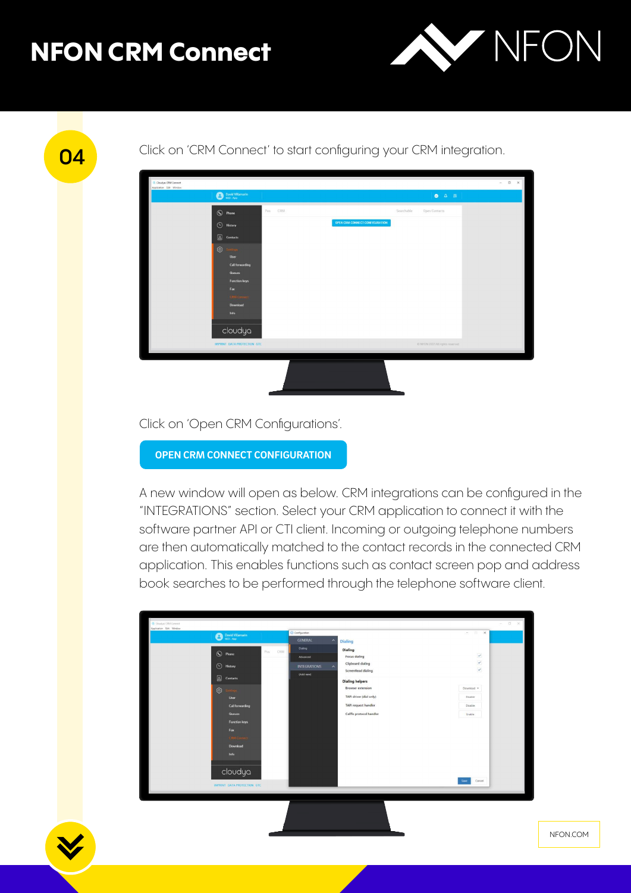# NFON CRM Connect

04

Click on 'CRM Connect' to start configuring your CRM integration.

Click on 'Open CRM Configurations'.

**OPEN CRM CONNECT CONFIGURATION**

A new window will open as below. CRM integrations can be configured in the "INTEGRATIONS" section. Select your CRM application to connect it with the software partner API or CTI client. Incoming or outgoing telephone numbers are then automatically matched to the contact records in the connected CRM application. This enables functions such as contact screen pop and address book searches to be performed through the telephone software client.

NFON.COM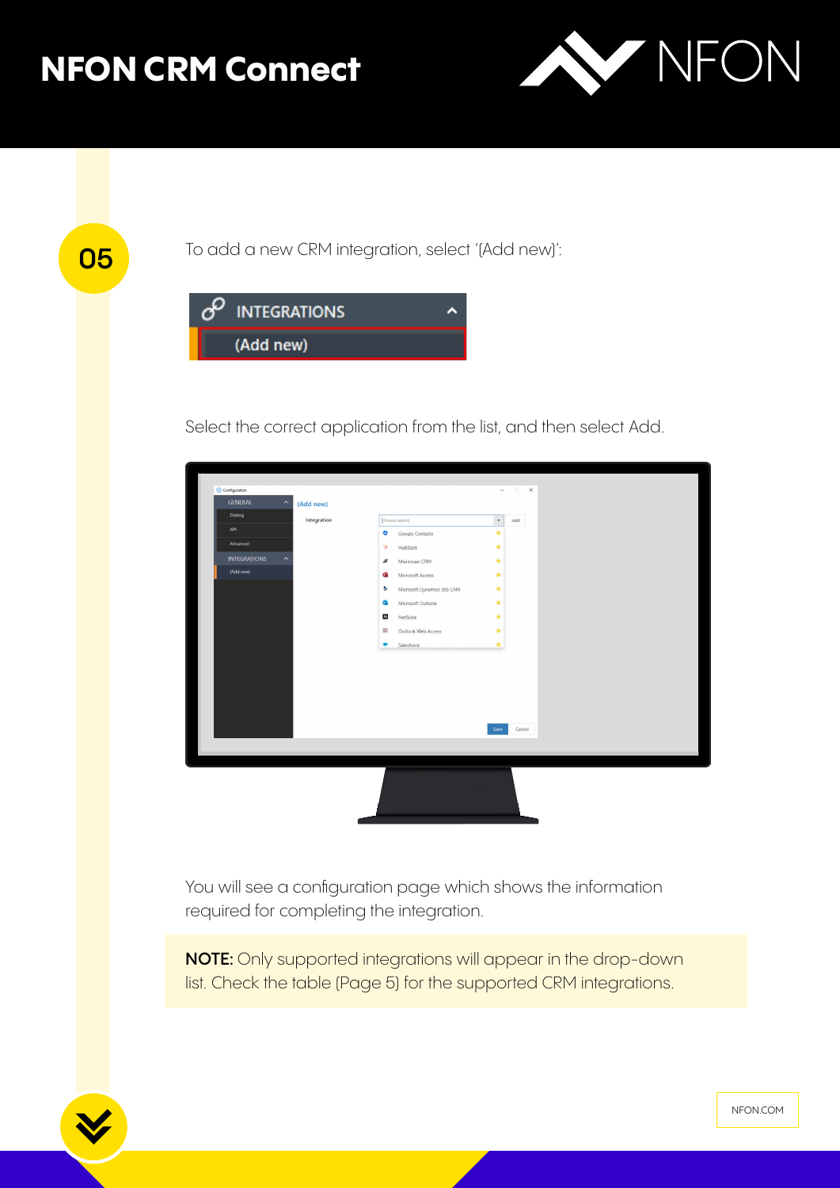# NFON CRM Connect

**05**

To add a new CRM integration, select '(Add new)':

Select the correct application from the list, and then select Add.

You will see a configuration page which shows the information required for completing the integration.

**NOTE:** Only supported integrations will appear in the drop-down list. Check the table (Page 5) for the supported CRM integrations.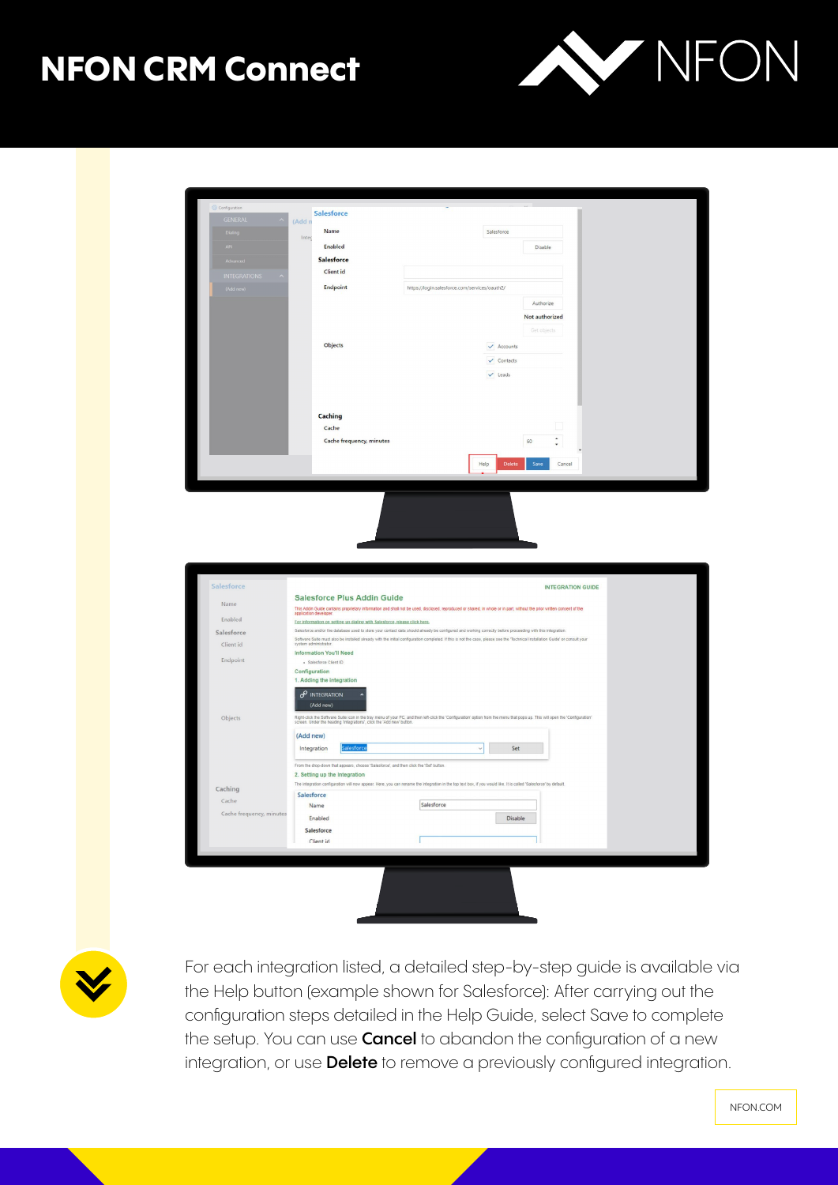# NFON CRM Connect

For each integration listed, a detailed step-by-step guide is available via the Help button (example shown for Salesforce): After carrying out the configuration steps detailed in the Help Guide, select Save to complete the setup. You can use **Cancel** to abandon the configuration of a new integration, or use **Delete** to remove a previously configured integration.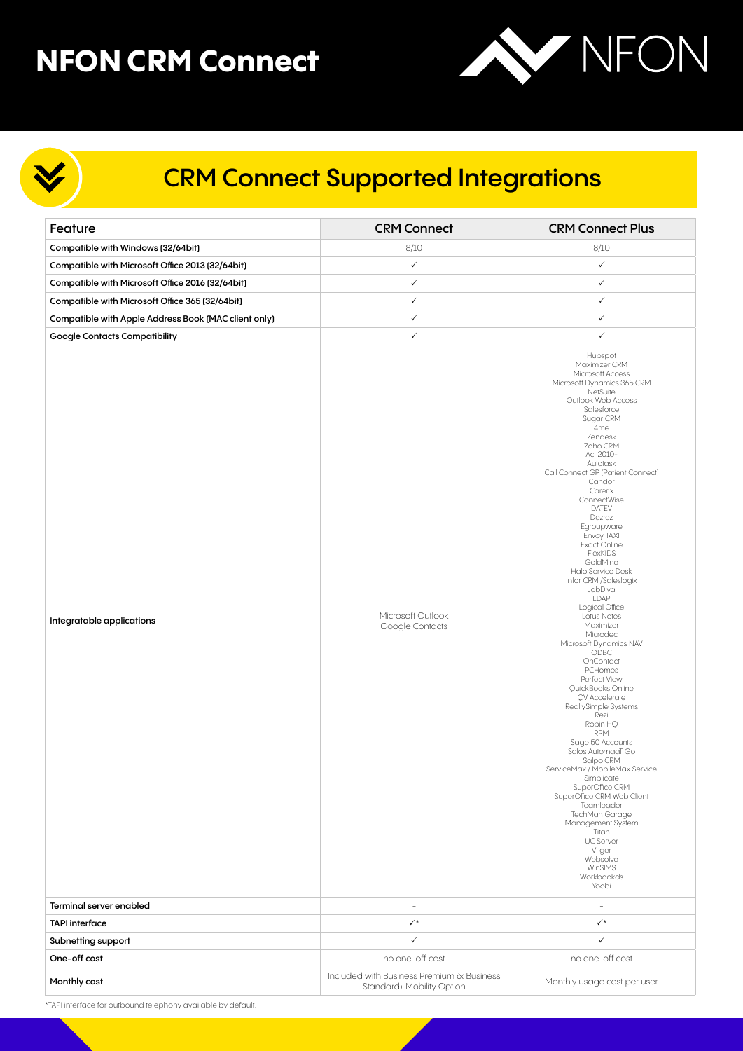# NFON CRM Connect

## CRM Connect Supported Integrations

| Feature | CRM Connect | CRM Connect Plus |
|---|---|---|
| Compatible with Windows (32/64bit) | 8/10 | 8/10 |
| Compatible with Microsoft Office 2013 (32/64bit) | ✓ | ✓ |
| Compatible with Microsoft Office 2016 (32/64bit) | ✓ | ✓ |
| Compatible with Microsoft Office 365 (32/64bit) | ✓ | ✓ |
| Compatible with Apple Address Book (MAC client only) | ✓ | ✓ |
| Google Contacts Compatibility | ✓ | ✓ |
| Integratable applications | Microsoft Outlook<br>Google Contacts | Hubspot<br>Maximizer CRM<br>Microsoft Access<br>Microsoft Dynamics 365 CRM<br>NetSuite<br>Outlook Web Access<br>Salesforce<br>Sugar CRM<br>4me<br>Zendesk<br>Zoho CRM<br>Act 2010+<br>Autotask<br>Call Connect GP (Patient Connect)<br>Candor<br>Carerix<br>ConnectWise<br>DATEV<br>Dezrez<br>Egroupware<br>Envoy TAXI<br>Exact Online<br>FlexKIDS<br>GoldMine<br>Halo Service Desk<br>Infor CRM /Saleslogix<br>JobDiva<br>LDAP<br>Logical Office<br>Lotus Notes<br>Maximizer<br>Microdec<br>Microsoft Dynamics NAV<br>ODBC<br>OnContact<br>PCHomes<br>Perfect View<br>QuickBooks Online<br>QV Accelerate<br>ReallySimple Systems<br>Rezi<br>Robin HQ<br>RPM<br>Sage 50 Accounts<br>Salos AutomaaT Go<br>Salpo CRM<br>ServiceMax / MobileMax Service<br>Simplicate<br>SuperOffice CRM<br>SuperOffice CRM Web Client<br>Teamleader<br>TechMan Garage Management System<br>Titan<br>UC Server<br>Vtiger<br>Websolve<br>WinSIMS<br>Workbookds<br>Yoobi |
| Terminal server enabled | - | - |
| TAPI interface | ✓* | ✓* |
| Subnetting support | ✓ | ✓ |
| One-off cost | no one-off cost | no one-off cost |
| Monthly cost | Included with Business Premium & Business Standard+ Mobility Option | Monthly usage cost per user |

*TAPI interface for outbound telephony available by default.